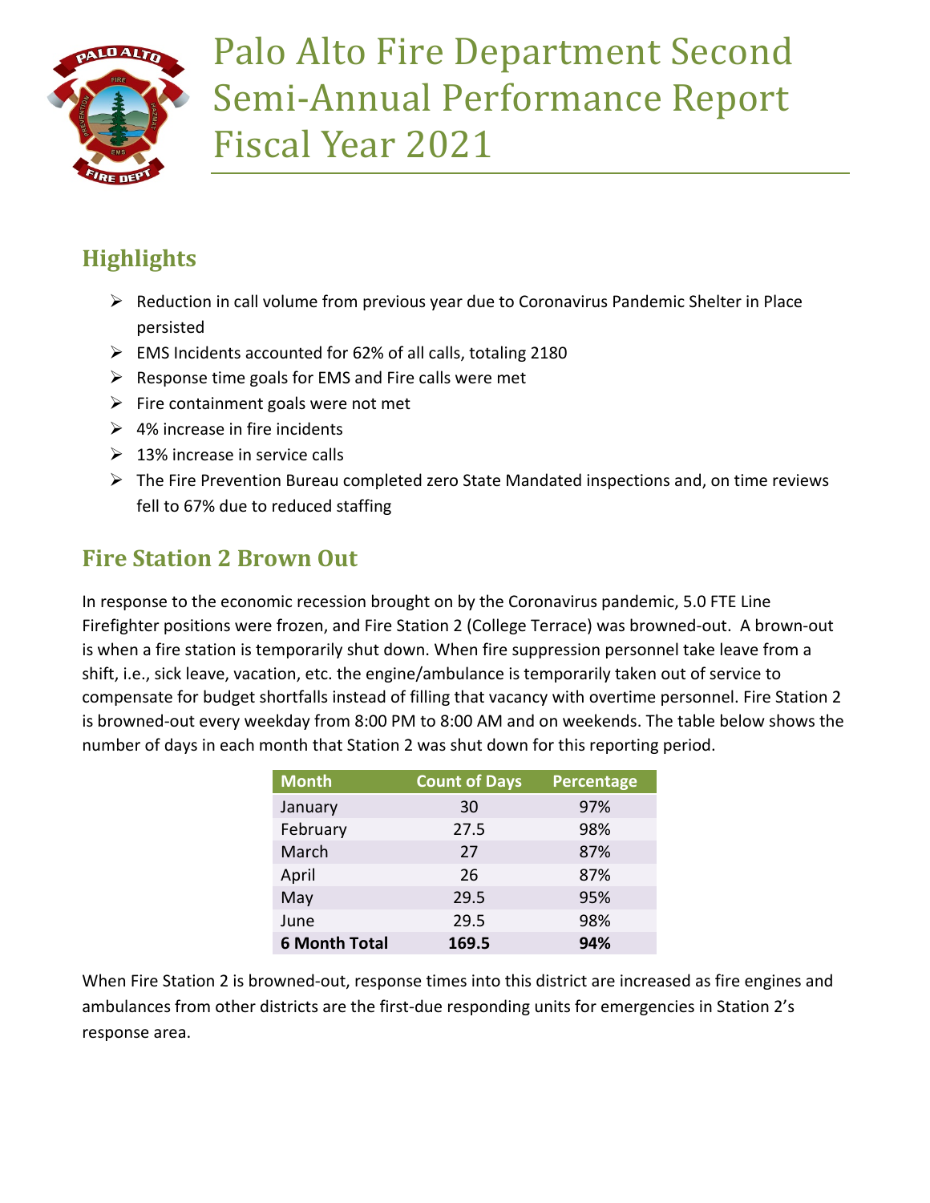# Palo Alto Fire Department Second Semi-Annual Performance Report Fiscal Year 2021

## Highlights

- Reduction in call volume from previous year due to Coronavirus Pandemic Shelter in Place persisted
- EMS Incidents accounted for 62% of all calls, totaling 2180
- Response time goals for EMS and Fire calls were met
- Fire containment goals were not met
- 4% increase in fire incidents
- 13% increase in service calls
- The Fire Prevention Bureau completed zero State Mandated inspections and, on time reviews fell to 67% due to reduced staffing

## Fire Station 2 Brown Out

In response to the economic recession brought on by the Coronavirus pandemic, 5.0 FTE Line Firefighter positions were frozen, and Fire Station 2 (College Terrace) was browned-out. A brown-out is when a fire station is temporarily shut down. When fire suppression personnel take leave from a shift, i.e., sick leave, vacation, etc. the engine/ambulance is temporarily taken out of service to compensate for budget shortfalls instead of filling that vacancy with overtime personnel. Fire Station 2 is browned-out every weekday from 8:00 PM to 8:00 AM and on weekends. The table below shows the number of days in each month that Station 2 was shut down for this reporting period.

| Month | Count of Days | Percentage |
|---|---|---|
| January | 30 | 97% |
| February | 27.5 | 98% |
| March | 27 | 87% |
| April | 26 | 87% |
| May | 29.5 | 95% |
| June | 29.5 | 98% |
| **6 Month Total** | **169.5** | **94%** |

When Fire Station 2 is browned-out, response times into this district are increased as fire engines and ambulances from other districts are the first-due responding units for emergencies in Station 2's response area.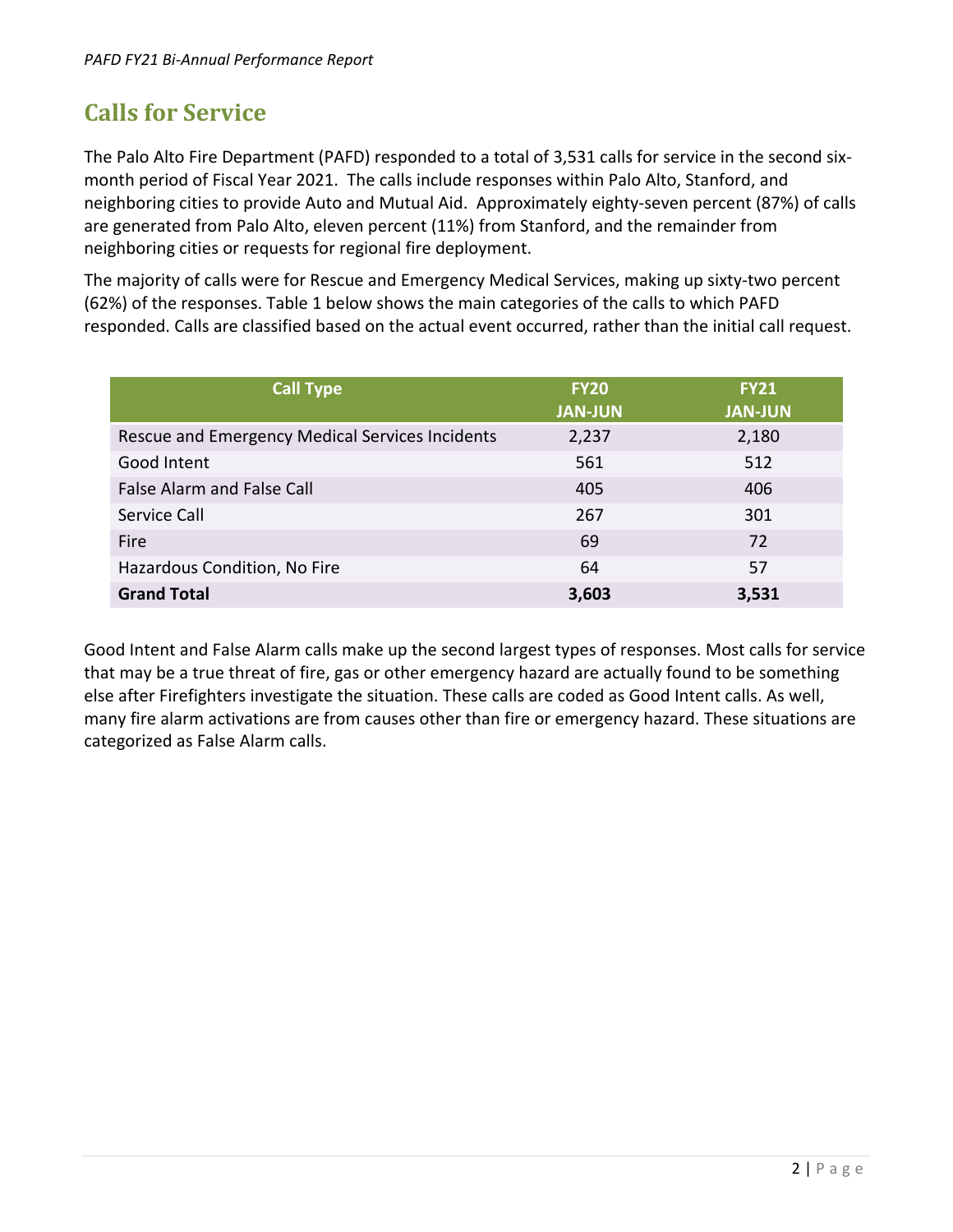## Calls for Service

The Palo Alto Fire Department (PAFD) responded to a total of 3,531 calls for service in the second six-month period of Fiscal Year 2021. The calls include responses within Palo Alto, Stanford, and neighboring cities to provide Auto and Mutual Aid. Approximately eighty-seven percent (87%) of calls are generated from Palo Alto, eleven percent (11%) from Stanford, and the remainder from neighboring cities or requests for regional fire deployment.

The majority of calls were for Rescue and Emergency Medical Services, making up sixty-two percent (62%) of the responses. Table 1 below shows the main categories of the calls to which PAFD responded. Calls are classified based on the actual event occurred, rather than the initial call request.

| Call Type | FY20 JAN-JUN | FY21 JAN-JUN |
|---|---|---|
| Rescue and Emergency Medical Services Incidents | 2,237 | 2,180 |
| Good Intent | 561 | 512 |
| False Alarm and False Call | 405 | 406 |
| Service Call | 267 | 301 |
| Fire | 69 | 72 |
| Hazardous Condition, No Fire | 64 | 57 |
| **Grand Total** | **3,603** | **3,531** |

Good Intent and False Alarm calls make up the second largest types of responses. Most calls for service that may be a true threat of fire, gas or other emergency hazard are actually found to be something else after Firefighters investigate the situation. These calls are coded as Good Intent calls. As well, many fire alarm activations are from causes other than fire or emergency hazard. These situations are categorized as False Alarm calls.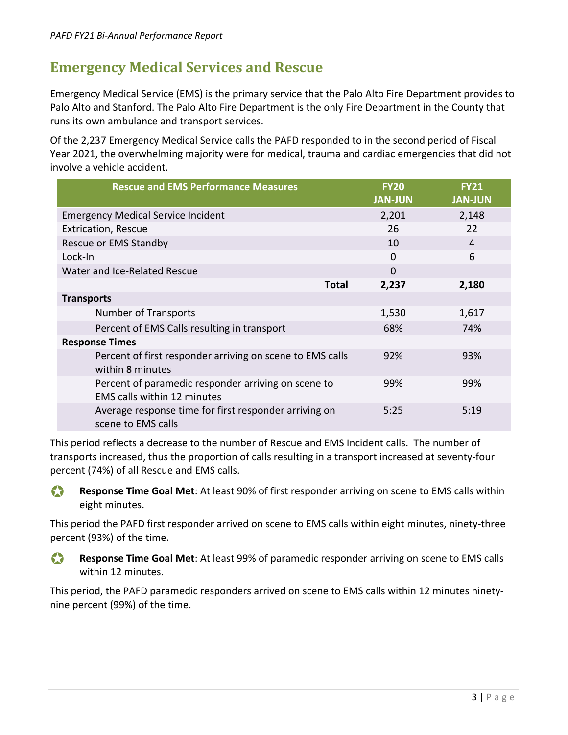## Emergency Medical Services and Rescue

Emergency Medical Service (EMS) is the primary service that the Palo Alto Fire Department provides to Palo Alto and Stanford. The Palo Alto Fire Department is the only Fire Department in the County that runs its own ambulance and transport services.

Of the 2,237 Emergency Medical Service calls the PAFD responded to in the second period of Fiscal Year 2021, the overwhelming majority were for medical, trauma and cardiac emergencies that did not involve a vehicle accident.

| Rescue and EMS Performance Measures | FY20 JAN-JUN | FY21 JAN-JUN |
|---|---|---|
| Emergency Medical Service Incident | 2,201 | 2,148 |
| Extrication, Rescue | 26 | 22 |
| Rescue or EMS Standby | 10 | 4 |
| Lock-In | 0 | 6 |
| Water and Ice-Related Rescue | 0 | |
| **Total** | **2,237** | **2,180** |
| **Transports** | | |
| Number of Transports | 1,530 | 1,617 |
| Percent of EMS Calls resulting in transport | 68% | 74% |
| **Response Times** | | |
| Percent of first responder arriving on scene to EMS calls within 8 minutes | 92% | 93% |
| Percent of paramedic responder arriving on scene to EMS calls within 12 minutes | 99% | 99% |
| Average response time for first responder arriving on scene to EMS calls | 5:25 | 5:19 |

This period reflects a decrease to the number of Rescue and EMS Incident calls. The number of transports increased, thus the proportion of calls resulting in a transport increased at seventy-four percent (74%) of all Rescue and EMS calls.

- **Response Time Goal Met**: At least 90% of first responder arriving on scene to EMS calls within eight minutes.

This period the PAFD first responder arrived on scene to EMS calls within eight minutes, ninety-three percent (93%) of the time.

- **Response Time Goal Met**: At least 99% of paramedic responder arriving on scene to EMS calls within 12 minutes.

This period, the PAFD paramedic responders arrived on scene to EMS calls within 12 minutes ninety-nine percent (99%) of the time.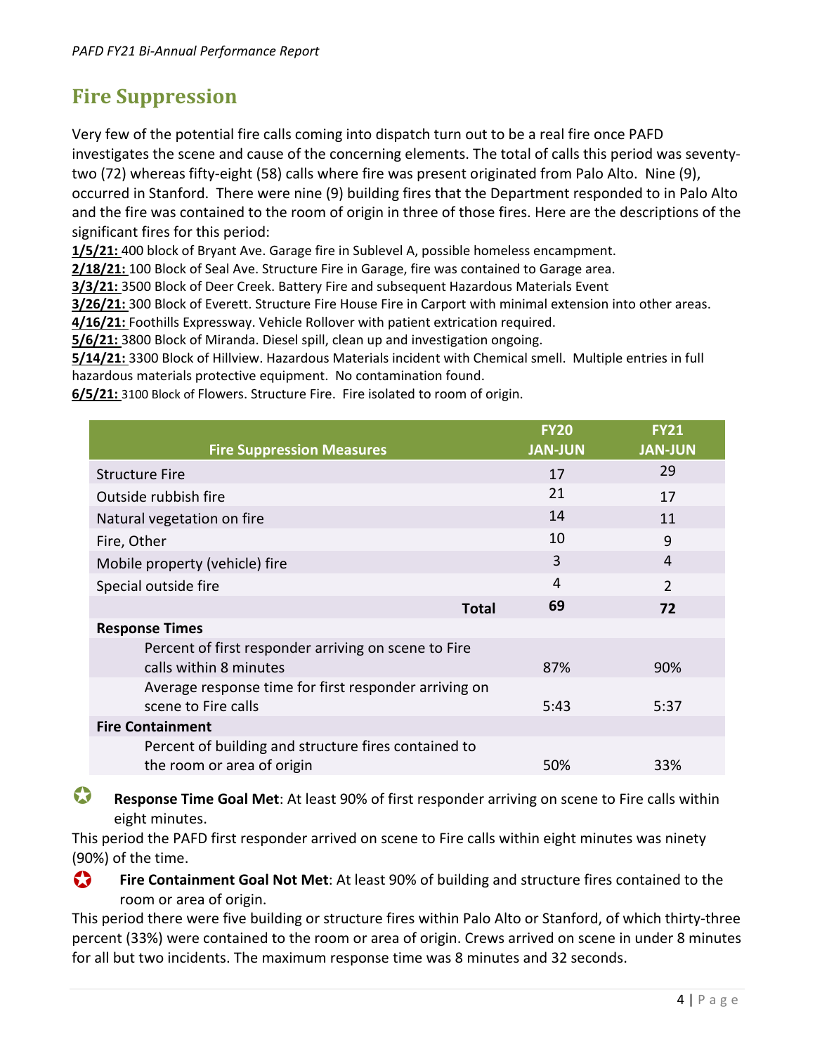## Fire Suppression

Very few of the potential fire calls coming into dispatch turn out to be a real fire once PAFD investigates the scene and cause of the concerning elements. The total of calls this period was seventy-two (72) whereas fifty-eight (58) calls where fire was present originated from Palo Alto. Nine (9), occurred in Stanford. There were nine (9) building fires that the Department responded to in Palo Alto and the fire was contained to the room of origin in three of those fires. Here are the descriptions of the significant fires for this period:

**1/5/21:** 400 block of Bryant Ave. Garage fire in Sublevel A, possible homeless encampment.
**2/18/21:** 100 Block of Seal Ave. Structure Fire in Garage, fire was contained to Garage area.
**3/3/21:** 3500 Block of Deer Creek. Battery Fire and subsequent Hazardous Materials Event
**3/26/21:** 300 Block of Everett. Structure Fire House Fire in Carport with minimal extension into other areas.
**4/16/21:** Foothills Expressway. Vehicle Rollover with patient extrication required.
**5/6/21:** 3800 Block of Miranda. Diesel spill, clean up and investigation ongoing.
**5/14/21:** 3300 Block of Hillview. Hazardous Materials incident with Chemical smell. Multiple entries in full hazardous materials protective equipment. No contamination found.
**6/5/21:** 3100 Block of Flowers. Structure Fire. Fire isolated to room of origin.

| Fire Suppression Measures | FY20 JAN-JUN | FY21 JAN-JUN |
|---|---|---|
| Structure Fire | 17 | 29 |
| Outside rubbish fire | 21 | 17 |
| Natural vegetation on fire | 14 | 11 |
| Fire, Other | 10 | 9 |
| Mobile property (vehicle) fire | 3 | 4 |
| Special outside fire | 4 | 2 |
| **Total** | **69** | **72** |
| **Response Times** | | |
| Percent of first responder arriving on scene to Fire calls within 8 minutes | 87% | 90% |
| Average response time for first responder arriving on scene to Fire calls | 5:43 | 5:37 |
| **Fire Containment** | | |
| Percent of building and structure fires contained to the room or area of origin | 50% | 33% |

**Response Time Goal Met**: At least 90% of first responder arriving on scene to Fire calls within eight minutes.

This period the PAFD first responder arrived on scene to Fire calls within eight minutes was ninety (90%) of the time.

**Fire Containment Goal Not Met**: At least 90% of building and structure fires contained to the room or area of origin.

This period there were five building or structure fires within Palo Alto or Stanford, of which thirty-three percent (33%) were contained to the room or area of origin. Crews arrived on scene in under 8 minutes for all but two incidents. The maximum response time was 8 minutes and 32 seconds.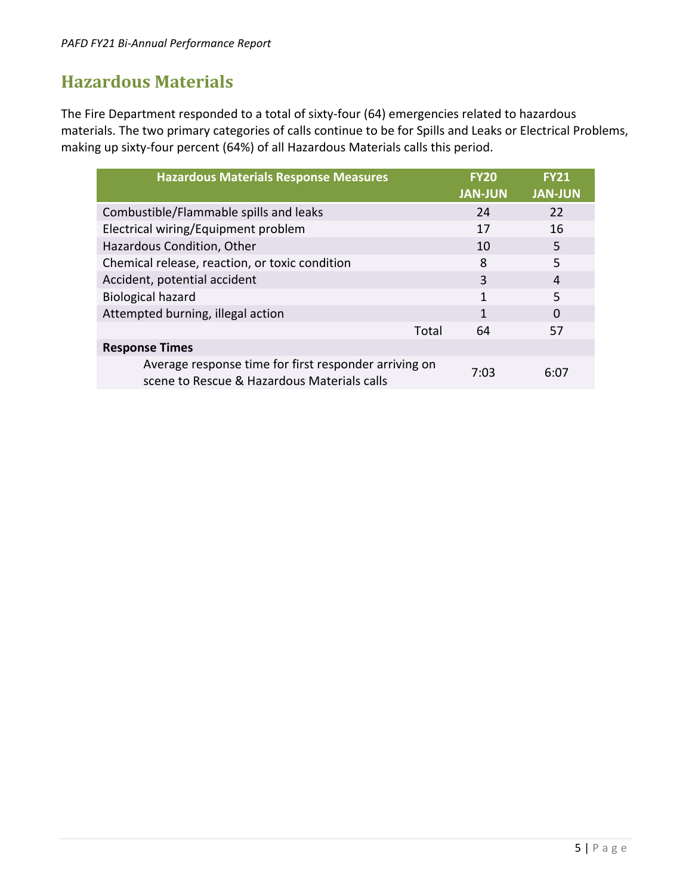## Hazardous Materials

The Fire Department responded to a total of sixty-four (64) emergencies related to hazardous materials. The two primary categories of calls continue to be for Spills and Leaks or Electrical Problems, making up sixty-four percent (64%) of all Hazardous Materials calls this period.

| Hazardous Materials Response Measures | FY20 JAN-JUN | FY21 JAN-JUN |
|---|---|---|
| Combustible/Flammable spills and leaks | 24 | 22 |
| Electrical wiring/Equipment problem | 17 | 16 |
| Hazardous Condition, Other | 10 | 5 |
| Chemical release, reaction, or toxic condition | 8 | 5 |
| Accident, potential accident | 3 | 4 |
| Biological hazard | 1 | 5 |
| Attempted burning, illegal action | 1 | 0 |
| Total | 64 | 57 |
| **Response Times** | | |
| Average response time for first responder arriving on scene to Rescue & Hazardous Materials calls | 7:03 | 6:07 |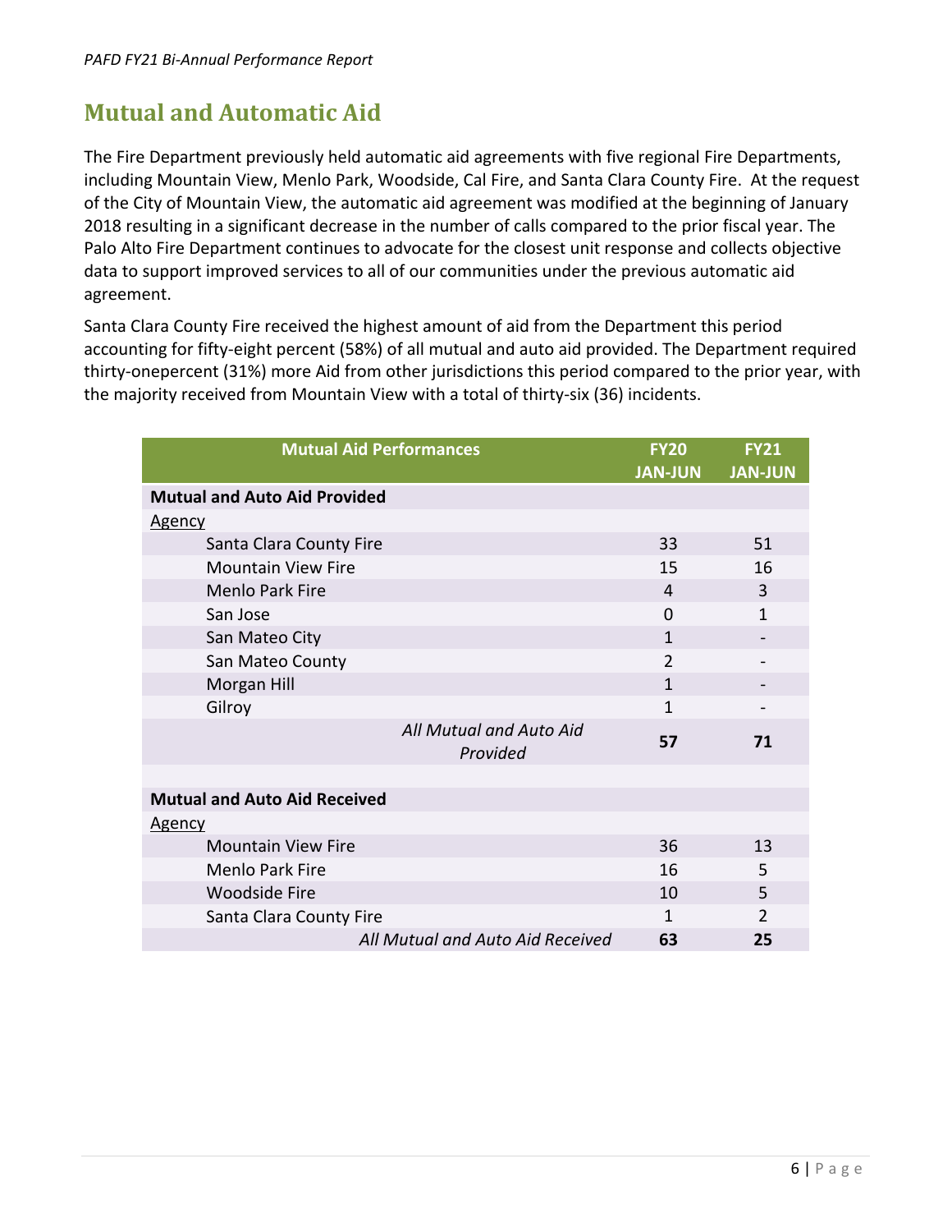## Mutual and Automatic Aid

The Fire Department previously held automatic aid agreements with five regional Fire Departments, including Mountain View, Menlo Park, Woodside, Cal Fire, and Santa Clara County Fire. At the request of the City of Mountain View, the automatic aid agreement was modified at the beginning of January 2018 resulting in a significant decrease in the number of calls compared to the prior fiscal year. The Palo Alto Fire Department continues to advocate for the closest unit response and collects objective data to support improved services to all of our communities under the previous automatic aid agreement.

Santa Clara County Fire received the highest amount of aid from the Department this period accounting for fifty-eight percent (58%) of all mutual and auto aid provided. The Department required thirty-onepercent (31%) more Aid from other jurisdictions this period compared to the prior year, with the majority received from Mountain View with a total of thirty-six (36) incidents.

| Mutual Aid Performances | FY20 JAN-JUN | FY21 JAN-JUN |
|---|---|---|
| **Mutual and Auto Aid Provided** | | |
| Agency | | |
| Santa Clara County Fire | 33 | 51 |
| Mountain View Fire | 15 | 16 |
| Menlo Park Fire | 4 | 3 |
| San Jose | 0 | 1 |
| San Mateo City | 1 | - |
| San Mateo County | 2 | - |
| Morgan Hill | 1 | - |
| Gilroy | 1 | - |
| *All Mutual and Auto Aid Provided* | **57** | **71** |
| | | |
| **Mutual and Auto Aid Received** | | |
| Agency | | |
| Mountain View Fire | 36 | 13 |
| Menlo Park Fire | 16 | 5 |
| Woodside Fire | 10 | 5 |
| Santa Clara County Fire | 1 | 2 |
| *All Mutual and Auto Aid Received* | **63** | **25** |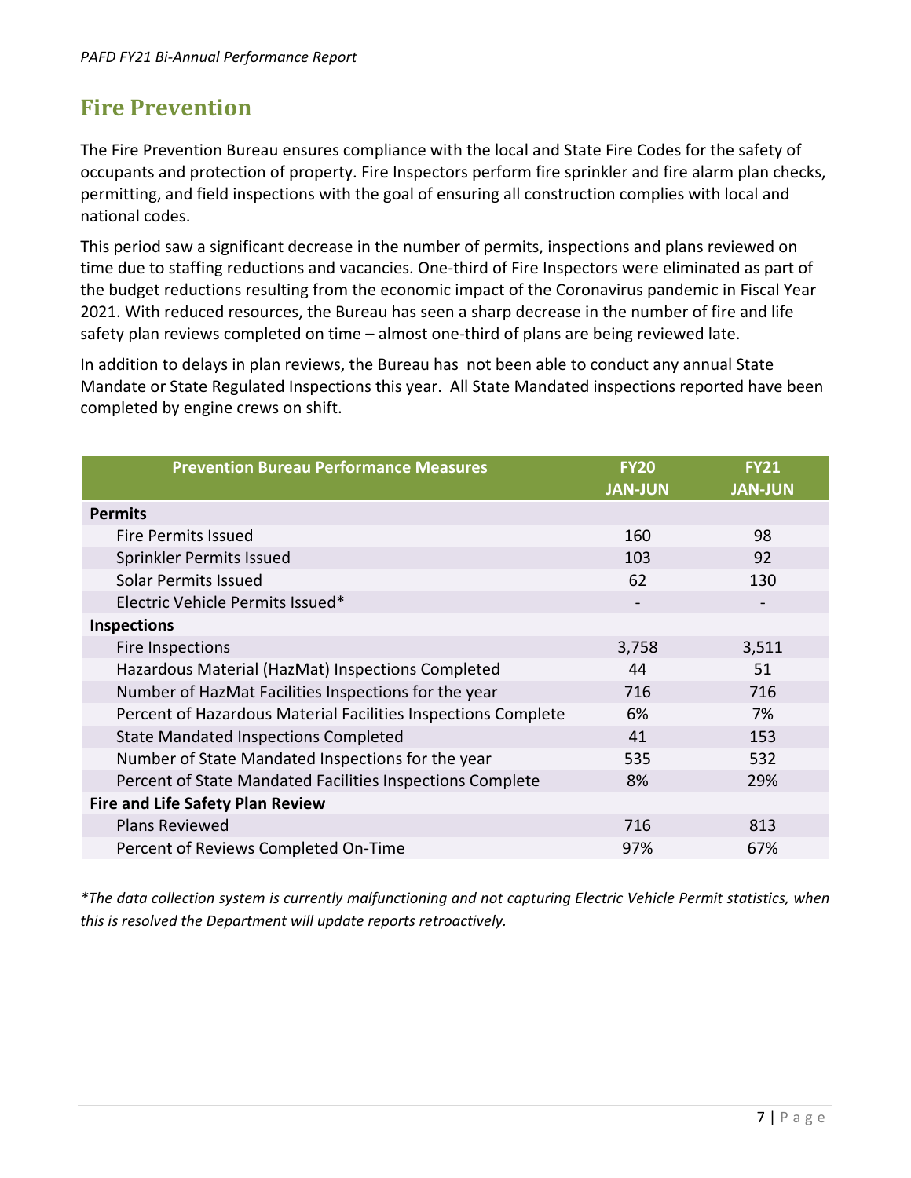# Fire Prevention

The Fire Prevention Bureau ensures compliance with the local and State Fire Codes for the safety of occupants and protection of property. Fire Inspectors perform fire sprinkler and fire alarm plan checks, permitting, and field inspections with the goal of ensuring all construction complies with local and national codes.

This period saw a significant decrease in the number of permits, inspections and plans reviewed on time due to staffing reductions and vacancies. One-third of Fire Inspectors were eliminated as part of the budget reductions resulting from the economic impact of the Coronavirus pandemic in Fiscal Year 2021. With reduced resources, the Bureau has seen a sharp decrease in the number of fire and life safety plan reviews completed on time – almost one-third of plans are being reviewed late.

In addition to delays in plan reviews, the Bureau has not been able to conduct any annual State Mandate or State Regulated Inspections this year. All State Mandated inspections reported have been completed by engine crews on shift.

| Prevention Bureau Performance Measures | FY20 JAN-JUN | FY21 JAN-JUN |
|---|---|---|
| **Permits** | | |
| Fire Permits Issued | 160 | 98 |
| Sprinkler Permits Issued | 103 | 92 |
| Solar Permits Issued | 62 | 130 |
| Electric Vehicle Permits Issued* | - | - |
| **Inspections** | | |
| Fire Inspections | 3,758 | 3,511 |
| Hazardous Material (HazMat) Inspections Completed | 44 | 51 |
| Number of HazMat Facilities Inspections for the year | 716 | 716 |
| Percent of Hazardous Material Facilities Inspections Complete | 6% | 7% |
| State Mandated Inspections Completed | 41 | 153 |
| Number of State Mandated Inspections for the year | 535 | 532 |
| Percent of State Mandated Facilities Inspections Complete | 8% | 29% |
| **Fire and Life Safety Plan Review** | | |
| Plans Reviewed | 716 | 813 |
| Percent of Reviews Completed On-Time | 97% | 67% |

*\*The data collection system is currently malfunctioning and not capturing Electric Vehicle Permit statistics, when this is resolved the Department will update reports retroactively.*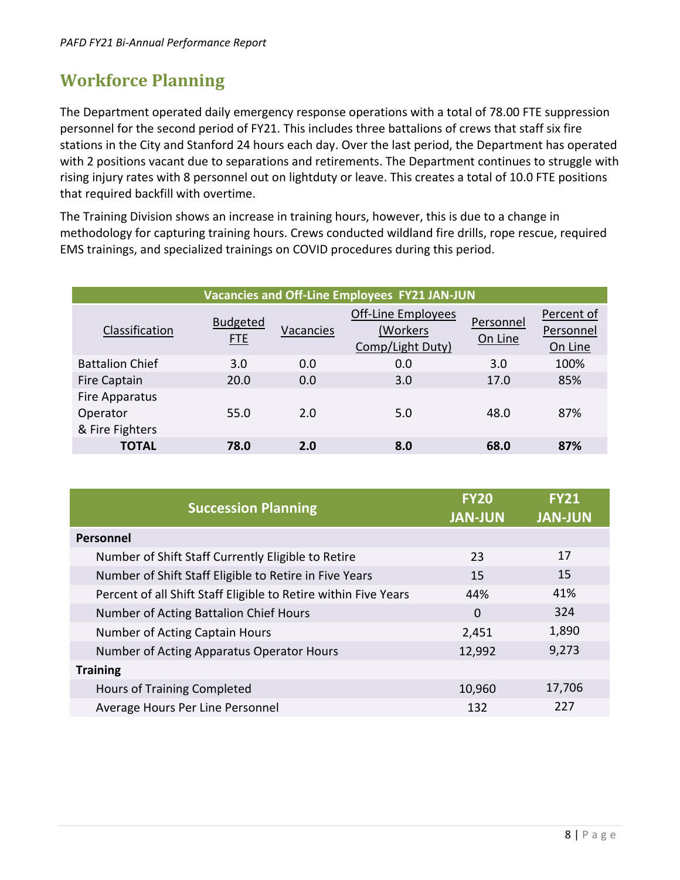## Workforce Planning

The Department operated daily emergency response operations with a total of 78.00 FTE suppression personnel for the second period of FY21. This includes three battalions of crews that staff six fire stations in the City and Stanford 24 hours each day. Over the last period, the Department has operated with 2 positions vacant due to separations and retirements. The Department continues to struggle with rising injury rates with 8 personnel out on lightduty or leave. This creates a total of 10.0 FTE positions that required backfill with overtime.

The Training Division shows an increase in training hours, however, this is due to a change in methodology for capturing training hours. Crews conducted wildland fire drills, rope rescue, required EMS trainings, and specialized trainings on COVID procedures during this period.

| Vacancies and Off-Line Employees FY21 JAN-JUN | | | | | |
|---|---|---|---|---|---|
| Classification | Budgeted FTE | Vacancies | Off-Line Employees (Workers Comp/Light Duty) | Personnel On Line | Percent of Personnel On Line |
| Battalion Chief | 3.0 | 0.0 | 0.0 | 3.0 | 100% |
| Fire Captain | 20.0 | 0.0 | 3.0 | 17.0 | 85% |
| Fire Apparatus Operator & Fire Fighters | 55.0 | 2.0 | 5.0 | 48.0 | 87% |
| **TOTAL** | **78.0** | **2.0** | **8.0** | **68.0** | **87%** |

| Succession Planning | FY20 JAN-JUN | FY21 JAN-JUN |
|---|---|---|
| **Personnel** | | |
| Number of Shift Staff Currently Eligible to Retire | 23 | 17 |
| Number of Shift Staff Eligible to Retire in Five Years | 15 | 15 |
| Percent of all Shift Staff Eligible to Retire within Five Years | 44% | 41% |
| Number of Acting Battalion Chief Hours | 0 | 324 |
| Number of Acting Captain Hours | 2,451 | 1,890 |
| Number of Acting Apparatus Operator Hours | 12,992 | 9,273 |
| **Training** | | |
| Hours of Training Completed | 10,960 | 17,706 |
| Average Hours Per Line Personnel | 132 | 227 |